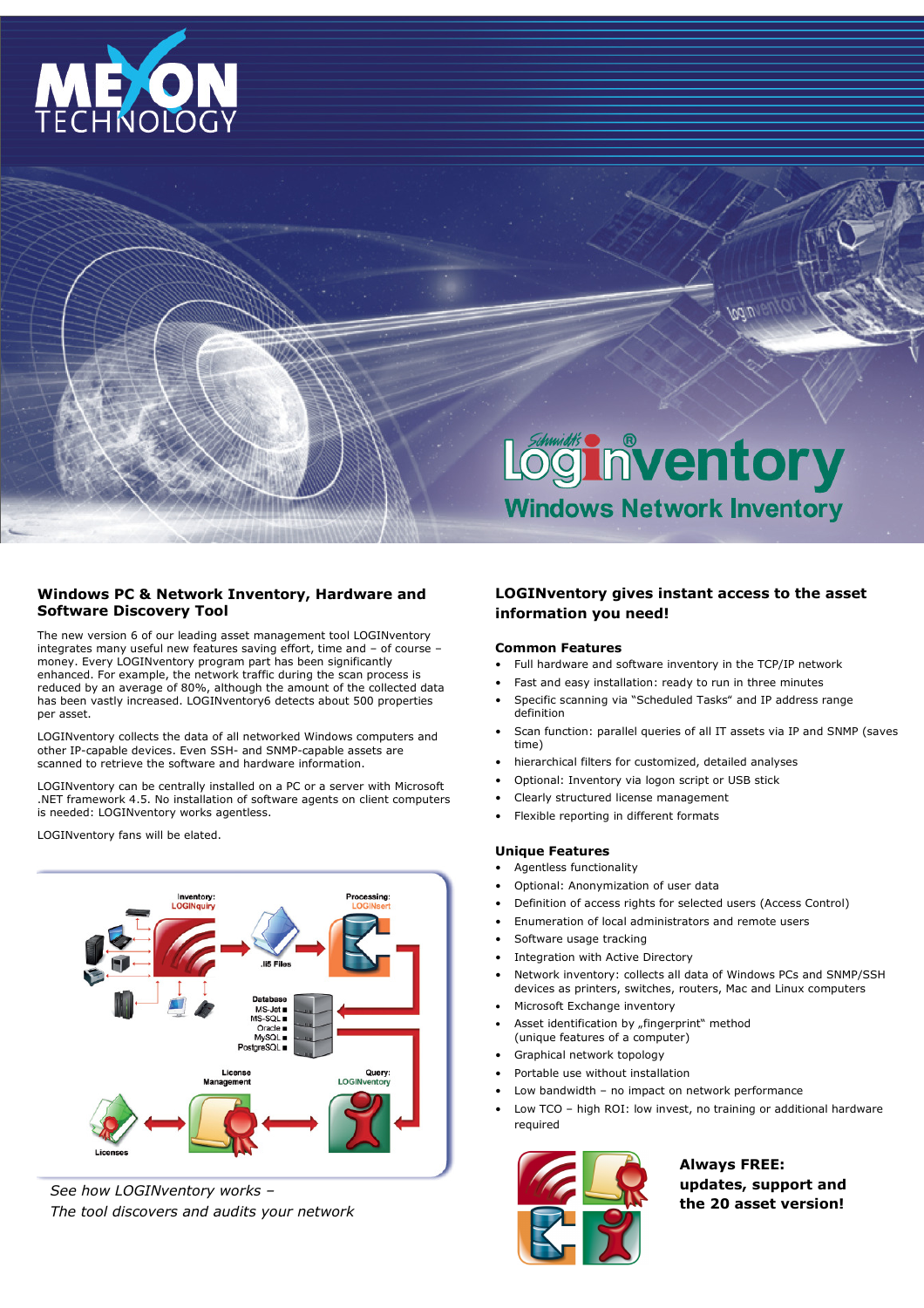# MEXON TECHNOLOGY

# Schmidt's LOGINventory®

## Windows Network Inventory

### Windows PC & Network Inventory, Hardware and Software Discovery Tool

The new version 6 of our leading asset management tool LOGINventory integrates many useful new features saving effort, time and – of course – money. Every LOGINventory program part has been significantly enhanced. For example, the network traffic during the scan process is reduced by an average of 80%, although the amount of the collected data has been vastly increased. LOGINventory6 detects about 500 properties per asset.

LOGINventory collects the data of all networked Windows computers and other IP-capable devices. Even SSH- and SNMP-capable assets are scanned to retrieve the software and hardware information.

LOGINventory can be centrally installed on a PC or a server with Microsoft .NET framework 4.5. No installation of software agents on client computers is needed: LOGINventory works agentless.

LOGINventory fans will be elated.

*See how LOGINventory works –*
*The tool discovers and audits your network*

### LOGINventory gives instant access to the asset information you need!

#### Common Features

- Full hardware and software inventory in the TCP/IP network
- Fast and easy installation: ready to run in three minutes
- Specific scanning via "Scheduled Tasks" and IP address range definition
- Scan function: parallel queries of all IT assets via IP and SNMP (saves time)
- hierarchical filters for customized, detailed analyses
- Optional: Inventory via logon script or USB stick
- Clearly structured license management
- Flexible reporting in different formats

#### Unique Features

- Agentless functionality
- Optional: Anonymization of user data
- Definition of access rights for selected users (Access Control)
- Enumeration of local administrators and remote users
- Software usage tracking
- Integration with Active Directory
- Network inventory: collects all data of Windows PCs and SNMP/SSH devices as printers, switches, routers, Mac and Linux computers
- Microsoft Exchange inventory
- Asset identification by „fingerprint" method (unique features of a computer)
- Graphical network topology
- Portable use without installation
- Low bandwidth – no impact on network performance
- Low TCO – high ROI: low invest, no training or additional hardware required

**Always FREE: updates, support and the 20 asset version!**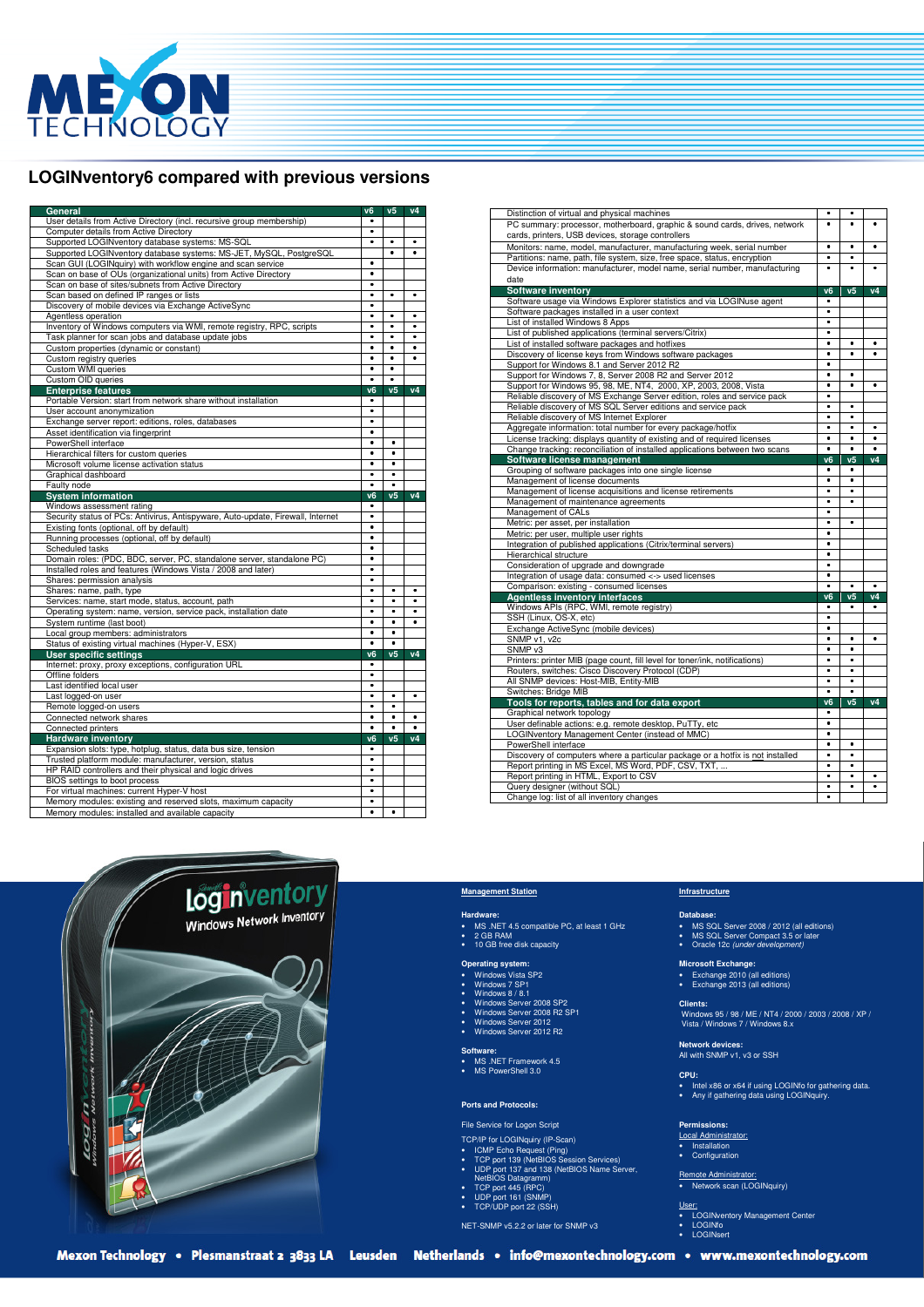## LOGINventory6 compared with previous versions

| General | v6 | v5 | v4 |
|---|---|---|---|
| User details from Active Directory (incl. recursive group membership) | • | | |
| Computer details from Active Directory | • | | |
| Supported LOGINventory database systems: MS-SQL | • | • | • |
| Supported LOGINventory database systems: MS-JET, MySQL, PostgreSQL | | • | • |
| Scan GUI (LOGINquiry) with workflow engine and scan service | • | | |
| Scan on base of OUs (organizational units) from Active Directory | • | | |
| Scan on base of sites/subnets from Active Directory | • | | |
| Scan based on defined IP ranges or lists | • | • | • |
| Discovery of mobile devices via Exchange ActiveSync | • | | |
| Agentless operation | • | • | • |
| Inventory of Windows computers via WMI, remote registry, RPC, scripts | • | • | • |
| Task planner for scan jobs and database update jobs | • | • | • |
| Custom properties (dynamic or constant) | • | • | • |
| Custom registry queries | • | • | • |
| Custom WMI queries | • | • | |
| Custom OID queries | • | • | |
| **Enterprise features** | **v6** | **v5** | **v4** |
| Portable Version: start from network share without installation | • | | |
| User account anonymization | • | | |
| Exchange server report: editions, roles, databases | • | | |
| Asset identification via fingerprint | • | | |
| PowerShell interface | • | • | |
| Hierarchical filters for custom queries | • | • | |
| Microsoft volume license activation status | • | • | |
| Graphical dashboard | • | • | |
| Faulty node | • | • | |
| **System information** | **v6** | **v5** | **v4** |
| Windows assessment rating | • | | |
| Security status of PCs: Antivirus, Antispyware, Auto-update, Firewall, Internet | • | | |
| Existing fonts (optional, off by default) | • | | |
| Running processes (optional, off by default) | • | | |
| Scheduled tasks | • | | |
| Domain roles: (PDC, BDC, server, PC, standalone server, standalone PC) | • | | |
| Installed roles and features (Windows Vista / 2008 and later) | • | | |
| Shares: permission analysis | • | | |
| Shares: name, path, type | • | • | • |
| Services: name, start mode, status, account, path | • | • | • |
| Operating system: name, version, service pack, installation date | • | • | • |
| System runtime (last boot) | • | • | • |
| Local group members: administrators | • | • | |
| Status of existing virtual machines (Hyper-V, ESX) | • | • | |
| **User specific settings** | **v6** | **v5** | **v4** |
| Internet: proxy, proxy exceptions, configuration URL | • | | |
| Offline folders | • | | |
| Last identified local user | • | | |
| Last logged-on user | • | • | • |
| Remote logged-on users | • | • | |
| Connected network shares | • | • | • |
| Connected printers | • | • | • |
| **Hardware inventory** | **v6** | **v5** | **v4** |
| Expansion slots: type, hotplug, status, data bus size, tension | • | | |
| Trusted platform module: manufacturer, version, status | • | | |
| HP RAID controllers and their physical and logic drives | • | | |
| BIOS settings to boot process | • | | |
| For virtual machines: current Hyper-V host | • | | |
| Memory modules: existing and reserved slots, maximum capacity | • | | |
| Memory modules: installed and available capacity | • | • | |
| Distinction of virtual and physical machines | • | • | |
| PC summary: processor, motherboard, graphic & sound cards, drives, network cards, printers, USB devices, storage controllers | • | • | • |
| Monitors: name, model, manufacturer, manufacturing week, serial number | • | • | • |
| Partitions: name, path, file system, size, free space, status, encryption | • | • | |
| Device information: manufacturer, model name, serial number, manufacturing date | • | • | • |
| **Software inventory** | **v6** | **v5** | **v4** |
| Software usage via Windows Explorer statistics and via LOGINuse agent | • | | |
| Software packages installed in a user context | • | | |
| List of installed Windows 8 Apps | • | | |
| List of published applications (terminal servers/Citrix) | • | | |
| List of installed software packages and hotfixes | • | • | • |
| Discovery of license keys from Windows software packages | • | • | • |
| Support for Windows 8.1 and Server 2012 R2 | • | | |
| Support for Windows 7, 8, Server 2008 R2 and Server 2012 | • | • | |
| Support for Windows 95, 98, ME, NT4, 2000, XP, 2003, 2008, Vista | • | • | • |
| Reliable discovery of MS Exchange Server edition, roles and service pack | • | | |
| Reliable discovery of MS SQL Server editions and service pack | • | • | |
| Reliable discovery of MS Internet Explorer | • | • | |
| Aggregate information: total number for every package/hotfix | • | • | • |
| License tracking: displays quantity of existing and of required licenses | • | • | • |
| Change tracking: reconciliation of installed applications between two scans | • | • | • |
| **Software license management** | **v6** | **v5** | **v4** |
| Grouping of software packages into one single license | • | • | |
| Management of license documents | • | • | |
| Management of license acquisitions and license retirements | • | • | |
| Management of maintenance agreements | • | • | |
| Management of CALs | • | | |
| Metric: per asset, per installation | • | • | |
| Metric: per user, multiple user rights | • | | |
| Integration of published applications (Citrix/terminal servers) | • | | |
| Hierarchical structure | • | | |
| Consideration of upgrade and downgrade | • | | |
| Integration of usage data: consumed <-> used licenses | • | | |
| Comparison: existing - consumed licenses | • | • | • |
| **Agentless inventory interfaces** | **v6** | **v5** | **v4** |
| Windows APIs (RPC, WMI, remote registry) | • | • | • |
| SSH (Linux, OS-X, etc) | • | | |
| Exchange ActiveSync (mobile devices) | • | | |
| SNMP v1, v2c | • | • | • |
| SNMP v3 | • | • | |
| Printers: printer MIB (page count, fill level for toner/ink, notifications) | • | • | |
| Routers, switches: Cisco Discovery Protocol (CDP) | • | • | |
| All SNMP devices: Host-MIB, Entity-MIB | • | • | |
| Switches: Bridge MIB | • | • | |
| **Tools for reports, tables and for data export** | **v6** | **v5** | **v4** |
| Graphical network topology | • | | |
| User definable actions: e.g. remote desktop, PuTTy, etc | • | | |
| LOGINventory Management Center (instead of MMC) | • | | |
| PowerShell interface | • | • | |
| Discovery of computers where a particular package or a hotfix is not installed | • | • | |
| Report printing in MS Excel, MS Word, PDF, CSV, TXT, ... | • | • | |
| Report printing in HTML, Export to CSV | • | • | • |
| Query designer (without SQL) | • | • | • |
| Change log: list of all inventory changes | • | | |

### Management Station

**Hardware:**

- MS .NET 4.5 compatible PC, at least 1 GHz
- 2 GB RAM
- 10 GB free disk capacity

**Operating system:**

- Windows Vista SP2
- Windows 7 SP1
- Windows 8 / 8.1
- Windows Server 2008 SP2
- Windows Server 2008 R2 SP1
- Windows Server 2012
- Windows Server 2012 R2

**Software:**

- MS .NET Framework 4.5
- MS PowerShell 3.0

**Ports and Protocols:**

File Service for Logon Script

TCP/IP for LOGINquiry (IP-Scan)

- ICMP Echo Request (Ping)
- TCP port 139 (NetBIOS Session Services)
- UDP port 137 and 138 (NetBIOS Name Server, NetBIOS Datagramm)
- TCP port 445 (RPC)
- UDP port 161 (SNMP)
- TCP/UDP port 22 (SSH)

NET-SNMP v5.2.2 or later for SNMP v3

### Infrastructure

**Database:**

- MS SQL Server 2008 / 2012 (all editions)
- MS SQL Server Compact 3.5 or later
- Oracle 12c *(under development)*

**Microsoft Exchange:**

- Exchange 2010 (all editions)
- Exchange 2013 (all editions)

**Clients:**

Windows 95 / 98 / ME / NT4 / 2000 / 2003 / 2008 / XP / Vista / Windows 7 / Windows 8.x

**Network devices:**

All with SNMP v1, v3 or SSH

**CPU:**

- Intel x86 or x64 if using LOGINfo for gathering data.
- Any if gathering data using LOGINquiry.

**Permissions:**

Local Administrator:

- Installation
- Configuration

Remote Administrator:

- Network scan (LOGINquiry)

User:

- LOGINventory Management Center
- LOGINfo
- LOGINsert

**Mexon Technology • Plesmanstraat 2 3833 LA Leusden Netherlands • info@mexontechnology.com • www.mexontechnology.com**